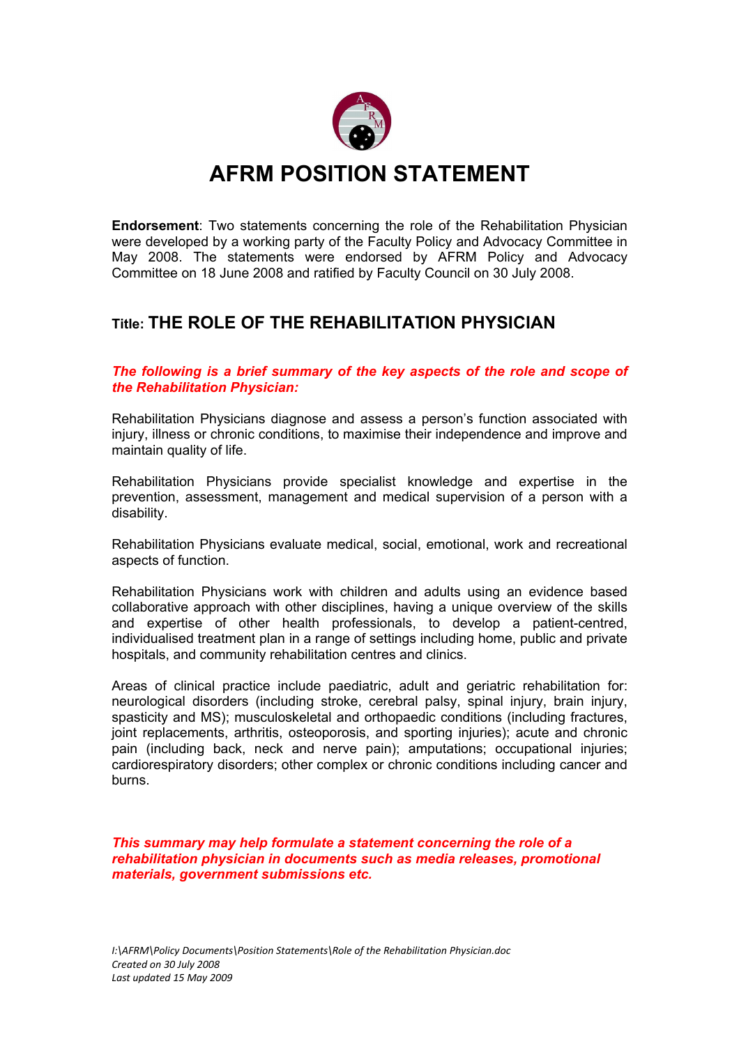# AFRM POSITION STATEMENT

**Endorsement**: Two statements concerning the role of the Rehabilitation Physician were developed by a working party of the Faculty Policy and Advocacy Committee in May 2008. The statements were endorsed by AFRM Policy and Advocacy Committee on 18 June 2008 and ratified by Faculty Council on 30 July 2008.

## Title: THE ROLE OF THE REHABILITATION PHYSICIAN

***The following is a brief summary of the key aspects of the role and scope of the Rehabilitation Physician:***

Rehabilitation Physicians diagnose and assess a person's function associated with injury, illness or chronic conditions, to maximise their independence and improve and maintain quality of life.

Rehabilitation Physicians provide specialist knowledge and expertise in the prevention, assessment, management and medical supervision of a person with a disability.

Rehabilitation Physicians evaluate medical, social, emotional, work and recreational aspects of function.

Rehabilitation Physicians work with children and adults using an evidence based collaborative approach with other disciplines, having a unique overview of the skills and expertise of other health professionals, to develop a patient-centred, individualised treatment plan in a range of settings including home, public and private hospitals, and community rehabilitation centres and clinics.

Areas of clinical practice include paediatric, adult and geriatric rehabilitation for: neurological disorders (including stroke, cerebral palsy, spinal injury, brain injury, spasticity and MS); musculoskeletal and orthopaedic conditions (including fractures, joint replacements, arthritis, osteoporosis, and sporting injuries); acute and chronic pain (including back, neck and nerve pain); amputations; occupational injuries; cardiorespiratory disorders; other complex or chronic conditions including cancer and burns.

***This summary may help formulate a statement concerning the role of a rehabilitation physician in documents such as media releases, promotional materials, government submissions etc.***

*I:\AFRM\Policy Documents\Position Statements\Role of the Rehabilitation Physician.doc*
*Created on 30 July 2008*
*Last updated 15 May 2009*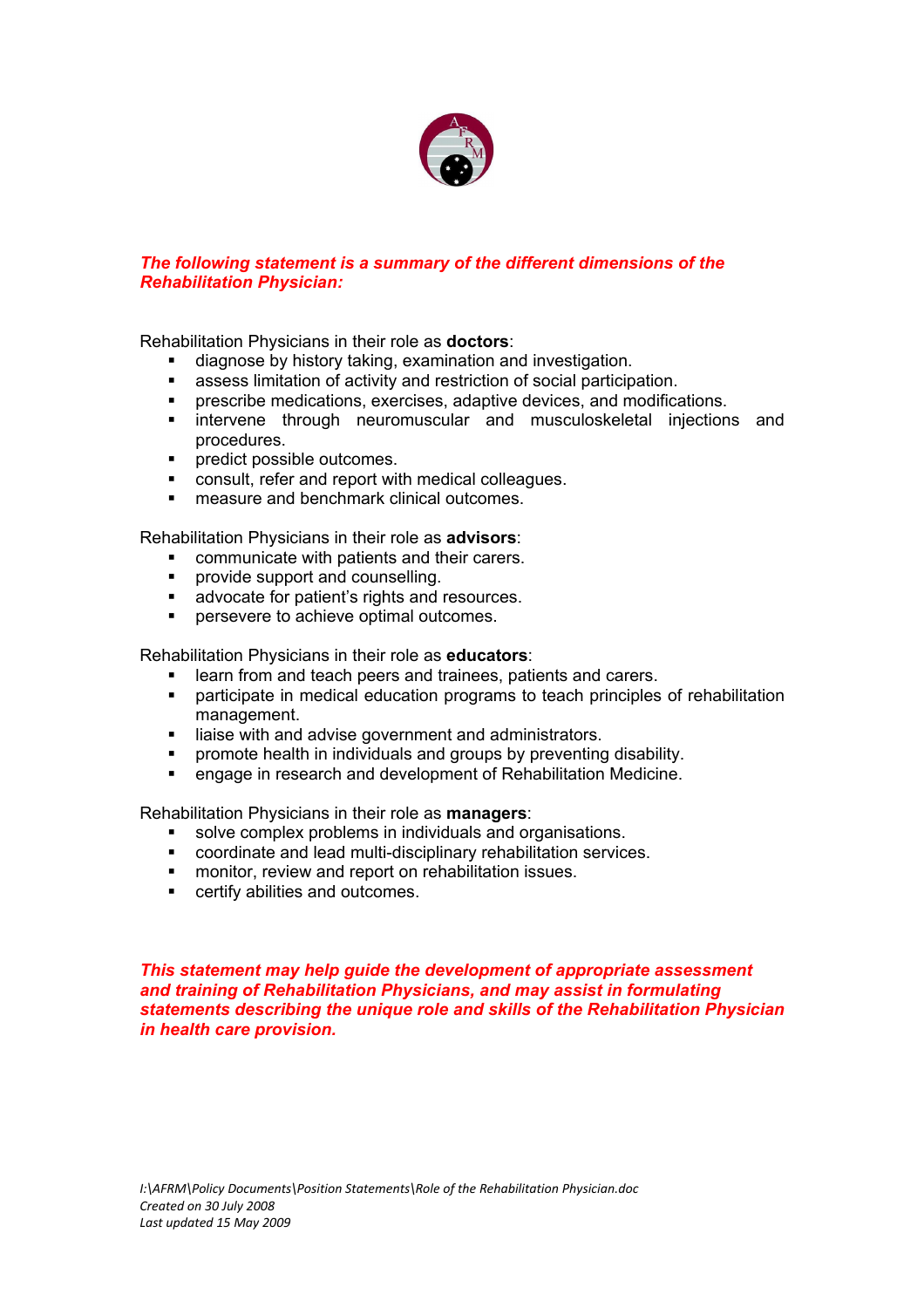***The following statement is a summary of the different dimensions of the Rehabilitation Physician:***

Rehabilitation Physicians in their role as **doctors**:

- diagnose by history taking, examination and investigation.
- assess limitation of activity and restriction of social participation.
- prescribe medications, exercises, adaptive devices, and modifications.
- intervene through neuromuscular and musculoskeletal injections and procedures.
- predict possible outcomes.
- consult, refer and report with medical colleagues.
- measure and benchmark clinical outcomes.

Rehabilitation Physicians in their role as **advisors**:

- communicate with patients and their carers.
- provide support and counselling.
- advocate for patient's rights and resources.
- persevere to achieve optimal outcomes.

Rehabilitation Physicians in their role as **educators**:

- learn from and teach peers and trainees, patients and carers.
- participate in medical education programs to teach principles of rehabilitation management.
- liaise with and advise government and administrators.
- promote health in individuals and groups by preventing disability.
- engage in research and development of Rehabilitation Medicine.

Rehabilitation Physicians in their role as **managers**:

- solve complex problems in individuals and organisations.
- coordinate and lead multi-disciplinary rehabilitation services.
- monitor, review and report on rehabilitation issues.
- certify abilities and outcomes.

***This statement may help guide the development of appropriate assessment and training of Rehabilitation Physicians, and may assist in formulating statements describing the unique role and skills of the Rehabilitation Physician in health care provision.***

*I:\AFRM\Policy Documents\Position Statements\Role of the Rehabilitation Physician.doc*
*Created on 30 July 2008*
*Last updated 15 May 2009*